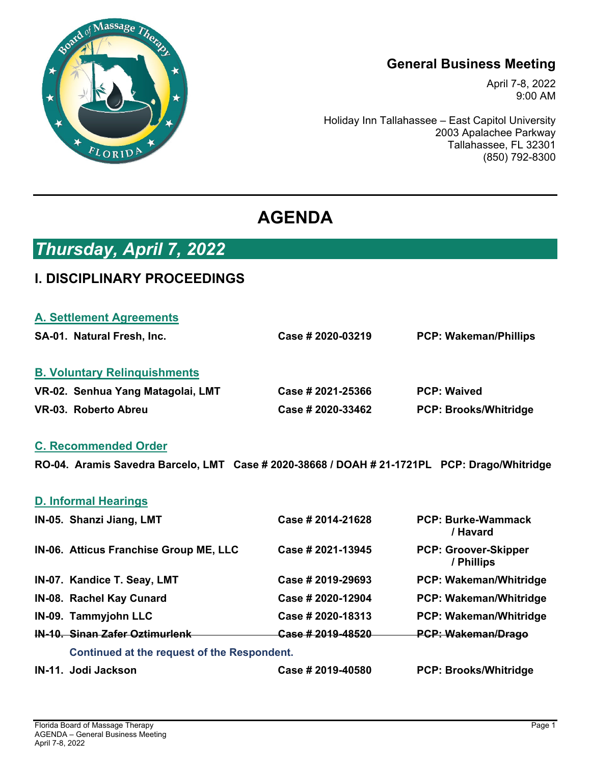## General Business Meeting

April 7-8, 2022
9:00 AM

Holiday Inn Tallahassee – East Capitol University
2003 Apalachee Parkway
Tallahassee, FL 32301
(850) 792-8300

# AGENDA

## *Thursday, April 7, 2022*

## I. DISCIPLINARY PROCEEDINGS

### A. Settlement Agreements

**SA-01. Natural Fresh, Inc.** — **Case # 2020-03219** — **PCP: Wakeman/Phillips**

### B. Voluntary Relinquishments

**VR-02. Senhua Yang Matagolai, LMT** — **Case # 2021-25366** — **PCP: Waived**

**VR-03. Roberto Abreu** — **Case # 2020-33462** — **PCP: Brooks/Whitridge**

### C. Recommended Order

**RO-04. Aramis Savedra Barcelo, LMT** — **Case # 2020-38668 / DOAH # 21-1721PL** — **PCP: Drago/Whitridge**

### D. Informal Hearings

**IN-05. Shanzi Jiang, LMT** — **Case # 2014-21628** — **PCP: Burke-Wammack / Havard**

**IN-06. Atticus Franchise Group ME, LLC** — **Case # 2021-13945** — **PCP: Groover-Skipper / Phillips**

**IN-07. Kandice T. Seay, LMT** — **Case # 2019-29693** — **PCP: Wakeman/Whitridge**

**IN-08. Rachel Kay Cunard** — **Case # 2020-12904** — **PCP: Wakeman/Whitridge**

**IN-09. Tammyjohn LLC** — **Case # 2020-18313** — **PCP: Wakeman/Whitridge**

~~**IN-10. Sinan Zafer Oztimurlenk** — **Case # 2019-48520** — **PCP: Wakeman/Drago**~~

**Continued at the request of the Respondent.**

**IN-11. Jodi Jackson** — **Case # 2019-40580** — **PCP: Brooks/Whitridge**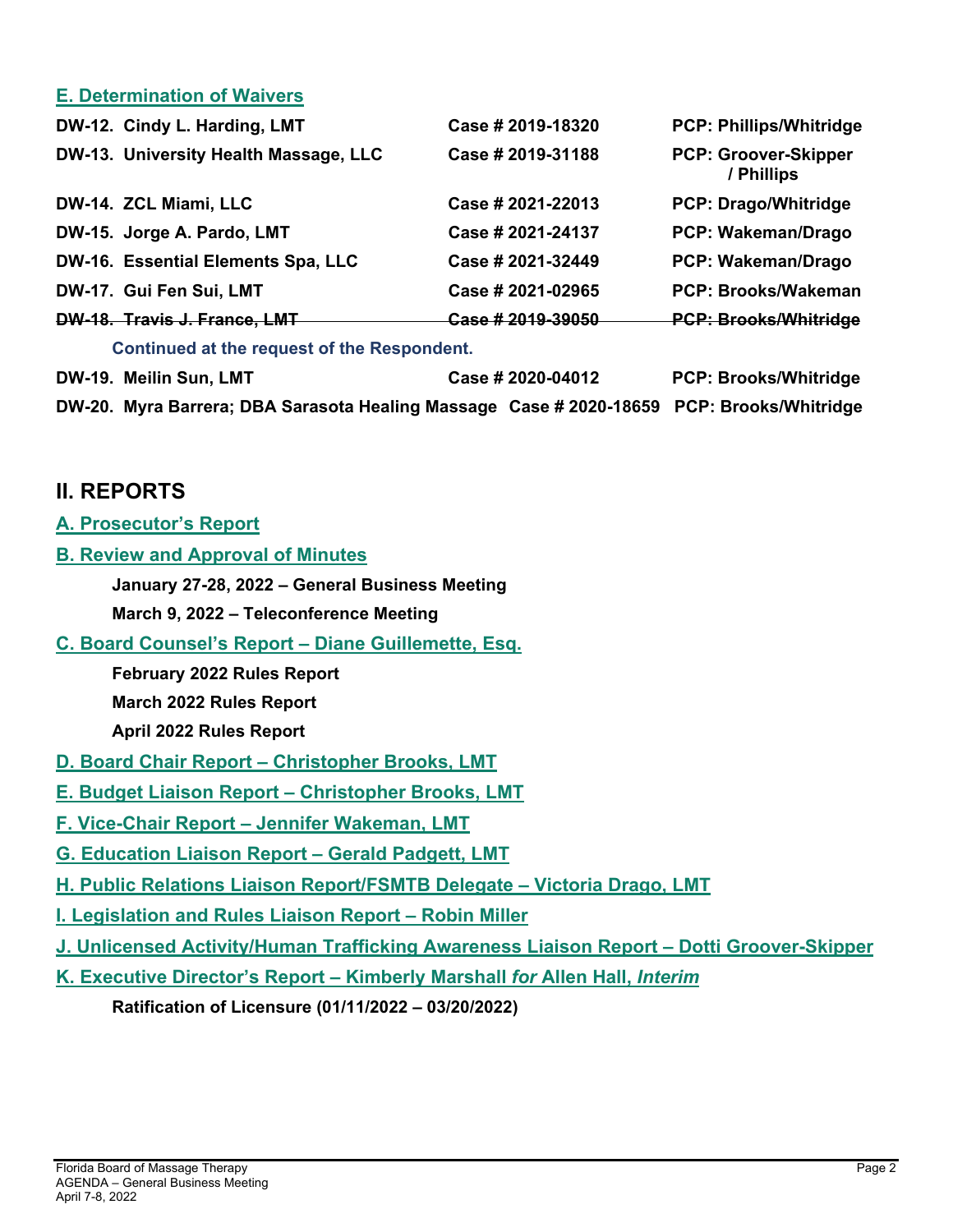### E. Determination of Waivers

| | | |
|---|---|---|
| **DW-12. Cindy L. Harding, LMT** | **Case # 2019-18320** | **PCP: Phillips/Whitridge** |
| **DW-13. University Health Massage, LLC** | **Case # 2019-31188** | **PCP: Groover-Skipper / Phillips** |
| **DW-14. ZCL Miami, LLC** | **Case # 2021-22013** | **PCP: Drago/Whitridge** |
| **DW-15. Jorge A. Pardo, LMT** | **Case # 2021-24137** | **PCP: Wakeman/Drago** |
| **DW-16. Essential Elements Spa, LLC** | **Case # 2021-32449** | **PCP: Wakeman/Drago** |
| **DW-17. Gui Fen Sui, LMT** | **Case # 2021-02965** | **PCP: Brooks/Wakeman** |
| ~~**DW-18. Travis J. France, LMT**~~ | ~~**Case # 2019-39050**~~ | ~~**PCP: Brooks/Whitridge**~~ |

**Continued at the request of the Respondent.**

| | | |
|---|---|---|
| **DW-19. Meilin Sun, LMT** | **Case # 2020-04012** | **PCP: Brooks/Whitridge** |
| **DW-20. Myra Barrera; DBA Sarasota Healing Massage** | **Case # 2020-18659** | **PCP: Brooks/Whitridge** |

## II. REPORTS

### A. Prosecutor's Report

### B. Review and Approval of Minutes

**January 27-28, 2022 – General Business Meeting**

**March 9, 2022 – Teleconference Meeting**

### C. Board Counsel's Report – Diane Guillemette, Esq.

**February 2022 Rules Report**

**March 2022 Rules Report**

**April 2022 Rules Report**

### D. Board Chair Report – Christopher Brooks, LMT

### E. Budget Liaison Report – Christopher Brooks, LMT

### F. Vice-Chair Report – Jennifer Wakeman, LMT

### G. Education Liaison Report – Gerald Padgett, LMT

### H. Public Relations Liaison Report/FSMTB Delegate – Victoria Drago, LMT

### I. Legislation and Rules Liaison Report – Robin Miller

### J. Unlicensed Activity/Human Trafficking Awareness Liaison Report – Dotti Groover-Skipper

### K. Executive Director's Report – Kimberly Marshall *for* Allen Hall, *Interim*

**Ratification of Licensure (01/11/2022 – 03/20/2022)**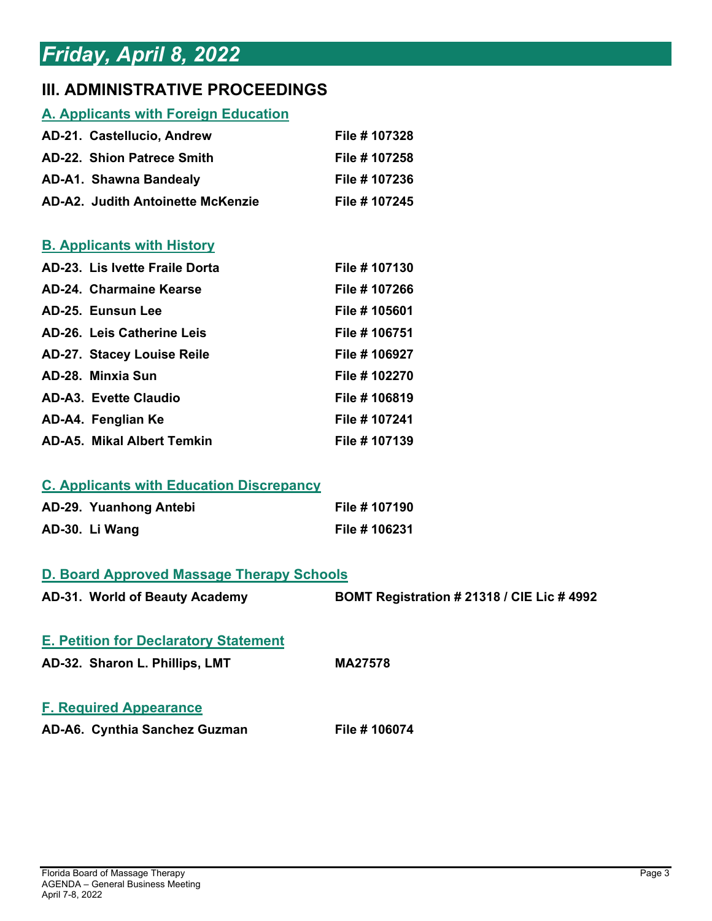# *Friday, April 8, 2022*

## III. ADMINISTRATIVE PROCEEDINGS

### A. Applicants with Foreign Education

| | |
|---|---|
| **AD-21. Castellucio, Andrew** | **File # 107328** |
| **AD-22. Shion Patrece Smith** | **File # 107258** |
| **AD-A1. Shawna Bandealy** | **File # 107236** |
| **AD-A2. Judith Antoinette McKenzie** | **File # 107245** |

### B. Applicants with History

| | |
|---|---|
| **AD-23. Lis Ivette Fraile Dorta** | **File # 107130** |
| **AD-24. Charmaine Kearse** | **File # 107266** |
| **AD-25. Eunsun Lee** | **File # 105601** |
| **AD-26. Leis Catherine Leis** | **File # 106751** |
| **AD-27. Stacey Louise Reile** | **File # 106927** |
| **AD-28. Minxia Sun** | **File # 102270** |
| **AD-A3. Evette Claudio** | **File # 106819** |
| **AD-A4. Fenglian Ke** | **File # 107241** |
| **AD-A5. Mikal Albert Temkin** | **File # 107139** |

### C. Applicants with Education Discrepancy

| | |
|---|---|
| **AD-29. Yuanhong Antebi** | **File # 107190** |
| **AD-30. Li Wang** | **File # 106231** |

### D. Board Approved Massage Therapy Schools

| | |
|---|---|
| **AD-31. World of Beauty Academy** | **BOMT Registration # 21318 / CIE Lic # 4992** |

### E. Petition for Declaratory Statement

| | |
|---|---|
| **AD-32. Sharon L. Phillips, LMT** | **MA27578** |

### F. Required Appearance

| | |
|---|---|
| **AD-A6. Cynthia Sanchez Guzman** | **File # 106074** |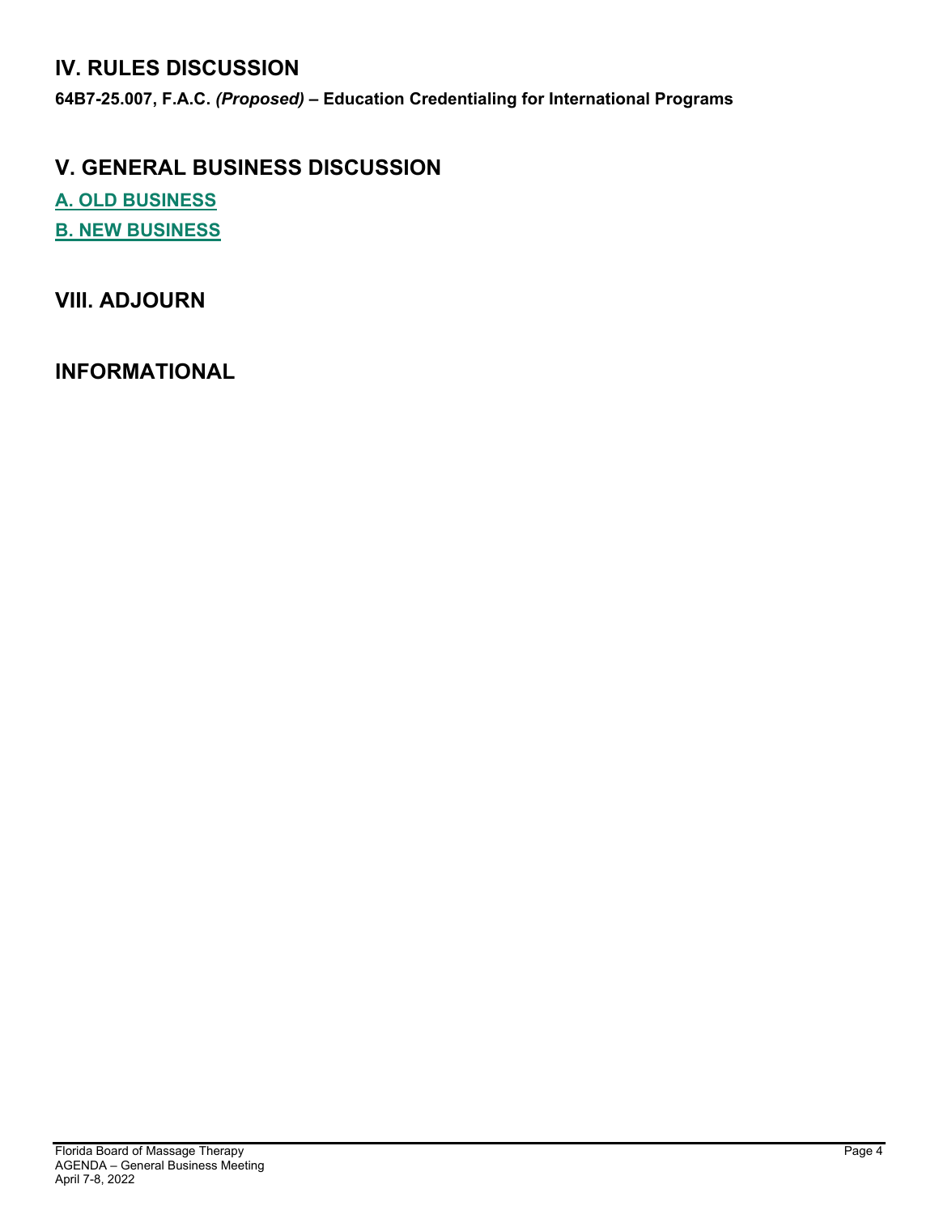## IV. RULES DISCUSSION

**64B7-25.007, F.A.C. *(Proposed)* – Education Credentialing for International Programs**

## V. GENERAL BUSINESS DISCUSSION

### A. OLD BUSINESS

### B. NEW BUSINESS

## VIII. ADJOURN

## INFORMATIONAL